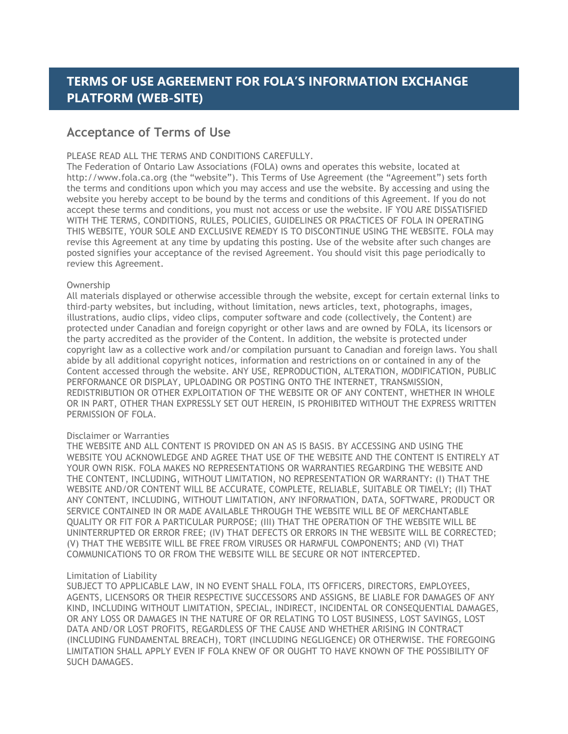# TERMS OF USE AGREEMENT FOR FOLA'S INFORMATION EXCHANGE PLATFORM (WEB-SITE)

## Acceptance of Terms of Use

PLEASE READ ALL THE TERMS AND CONDITIONS CAREFULLY.
The Federation of Ontario Law Associations (FOLA) owns and operates this website, located at http://www.fola.ca.org (the "website"). This Terms of Use Agreement (the "Agreement") sets forth the terms and conditions upon which you may access and use the website. By accessing and using the website you hereby accept to be bound by the terms and conditions of this Agreement. If you do not accept these terms and conditions, you must not access or use the website. IF YOU ARE DISSATISFIED WITH THE TERMS, CONDITIONS, RULES, POLICIES, GUIDELINES OR PRACTICES OF FOLA IN OPERATING THIS WEBSITE, YOUR SOLE AND EXCLUSIVE REMEDY IS TO DISCONTINUE USING THE WEBSITE. FOLA may revise this Agreement at any time by updating this posting. Use of the website after such changes are posted signifies your acceptance of the revised Agreement. You should visit this page periodically to review this Agreement.

### Ownership

All materials displayed or otherwise accessible through the website, except for certain external links to third-party websites, but including, without limitation, news articles, text, photographs, images, illustrations, audio clips, video clips, computer software and code (collectively, the Content) are protected under Canadian and foreign copyright or other laws and are owned by FOLA, its licensors or the party accredited as the provider of the Content. In addition, the website is protected under copyright law as a collective work and/or compilation pursuant to Canadian and foreign laws. You shall abide by all additional copyright notices, information and restrictions on or contained in any of the Content accessed through the website. ANY USE, REPRODUCTION, ALTERATION, MODIFICATION, PUBLIC PERFORMANCE OR DISPLAY, UPLOADING OR POSTING ONTO THE INTERNET, TRANSMISSION, REDISTRIBUTION OR OTHER EXPLOITATION OF THE WEBSITE OR OF ANY CONTENT, WHETHER IN WHOLE OR IN PART, OTHER THAN EXPRESSLY SET OUT HEREIN, IS PROHIBITED WITHOUT THE EXPRESS WRITTEN PERMISSION OF FOLA.

### Disclaimer or Warranties

THE WEBSITE AND ALL CONTENT IS PROVIDED ON AN AS IS BASIS. BY ACCESSING AND USING THE WEBSITE YOU ACKNOWLEDGE AND AGREE THAT USE OF THE WEBSITE AND THE CONTENT IS ENTIRELY AT YOUR OWN RISK. FOLA MAKES NO REPRESENTATIONS OR WARRANTIES REGARDING THE WEBSITE AND THE CONTENT, INCLUDING, WITHOUT LIMITATION, NO REPRESENTATION OR WARRANTY: (I) THAT THE WEBSITE AND/OR CONTENT WILL BE ACCURATE, COMPLETE, RELIABLE, SUITABLE OR TIMELY; (II) THAT ANY CONTENT, INCLUDING, WITHOUT LIMITATION, ANY INFORMATION, DATA, SOFTWARE, PRODUCT OR SERVICE CONTAINED IN OR MADE AVAILABLE THROUGH THE WEBSITE WILL BE OF MERCHANTABLE QUALITY OR FIT FOR A PARTICULAR PURPOSE; (III) THAT THE OPERATION OF THE WEBSITE WILL BE UNINTERRUPTED OR ERROR FREE; (IV) THAT DEFECTS OR ERRORS IN THE WEBSITE WILL BE CORRECTED; (V) THAT THE WEBSITE WILL BE FREE FROM VIRUSES OR HARMFUL COMPONENTS; AND (VI) THAT COMMUNICATIONS TO OR FROM THE WEBSITE WILL BE SECURE OR NOT INTERCEPTED.

### Limitation of Liability

SUBJECT TO APPLICABLE LAW, IN NO EVENT SHALL FOLA, ITS OFFICERS, DIRECTORS, EMPLOYEES, AGENTS, LICENSORS OR THEIR RESPECTIVE SUCCESSORS AND ASSIGNS, BE LIABLE FOR DAMAGES OF ANY KIND, INCLUDING WITHOUT LIMITATION, SPECIAL, INDIRECT, INCIDENTAL OR CONSEQUENTIAL DAMAGES, OR ANY LOSS OR DAMAGES IN THE NATURE OF OR RELATING TO LOST BUSINESS, LOST SAVINGS, LOST DATA AND/OR LOST PROFITS, REGARDLESS OF THE CAUSE AND WHETHER ARISING IN CONTRACT (INCLUDING FUNDAMENTAL BREACH), TORT (INCLUDING NEGLIGENCE) OR OTHERWISE. THE FOREGOING LIMITATION SHALL APPLY EVEN IF FOLA KNEW OF OR OUGHT TO HAVE KNOWN OF THE POSSIBILITY OF SUCH DAMAGES.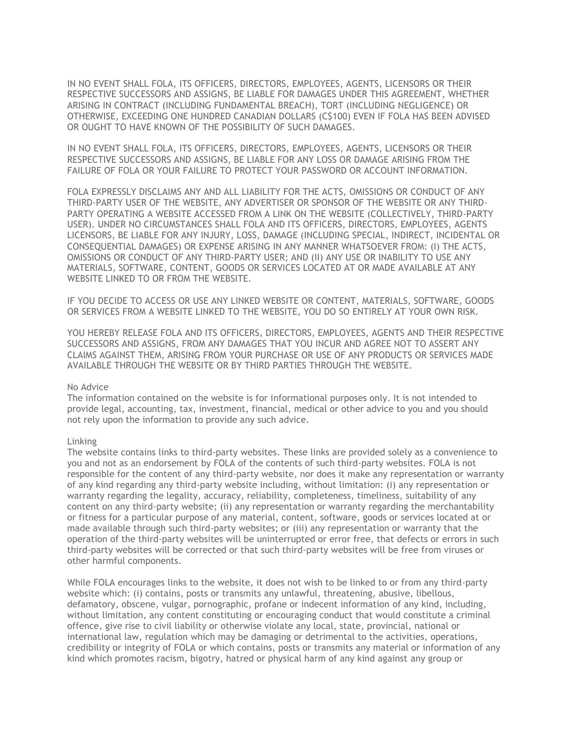IN NO EVENT SHALL FOLA, ITS OFFICERS, DIRECTORS, EMPLOYEES, AGENTS, LICENSORS OR THEIR RESPECTIVE SUCCESSORS AND ASSIGNS, BE LIABLE FOR DAMAGES UNDER THIS AGREEMENT, WHETHER ARISING IN CONTRACT (INCLUDING FUNDAMENTAL BREACH), TORT (INCLUDING NEGLIGENCE) OR OTHERWISE, EXCEEDING ONE HUNDRED CANADIAN DOLLARS (C$100) EVEN IF FOLA HAS BEEN ADVISED OR OUGHT TO HAVE KNOWN OF THE POSSIBILITY OF SUCH DAMAGES.

IN NO EVENT SHALL FOLA, ITS OFFICERS, DIRECTORS, EMPLOYEES, AGENTS, LICENSORS OR THEIR RESPECTIVE SUCCESSORS AND ASSIGNS, BE LIABLE FOR ANY LOSS OR DAMAGE ARISING FROM THE FAILURE OF FOLA OR YOUR FAILURE TO PROTECT YOUR PASSWORD OR ACCOUNT INFORMATION.

FOLA EXPRESSLY DISCLAIMS ANY AND ALL LIABILITY FOR THE ACTS, OMISSIONS OR CONDUCT OF ANY THIRD-PARTY USER OF THE WEBSITE, ANY ADVERTISER OR SPONSOR OF THE WEBSITE OR ANY THIRD-PARTY OPERATING A WEBSITE ACCESSED FROM A LINK ON THE WEBSITE (COLLECTIVELY, THIRD-PARTY USER). UNDER NO CIRCUMSTANCES SHALL FOLA AND ITS OFFICERS, DIRECTORS, EMPLOYEES, AGENTS LICENSORS, BE LIABLE FOR ANY INJURY, LOSS, DAMAGE (INCLUDING SPECIAL, INDIRECT, INCIDENTAL OR CONSEQUENTIAL DAMAGES) OR EXPENSE ARISING IN ANY MANNER WHATSOEVER FROM: (I) THE ACTS, OMISSIONS OR CONDUCT OF ANY THIRD-PARTY USER; AND (II) ANY USE OR INABILITY TO USE ANY MATERIALS, SOFTWARE, CONTENT, GOODS OR SERVICES LOCATED AT OR MADE AVAILABLE AT ANY WEBSITE LINKED TO OR FROM THE WEBSITE.

IF YOU DECIDE TO ACCESS OR USE ANY LINKED WEBSITE OR CONTENT, MATERIALS, SOFTWARE, GOODS OR SERVICES FROM A WEBSITE LINKED TO THE WEBSITE, YOU DO SO ENTIRELY AT YOUR OWN RISK.

YOU HEREBY RELEASE FOLA AND ITS OFFICERS, DIRECTORS, EMPLOYEES, AGENTS AND THEIR RESPECTIVE SUCCESSORS AND ASSIGNS, FROM ANY DAMAGES THAT YOU INCUR AND AGREE NOT TO ASSERT ANY CLAIMS AGAINST THEM, ARISING FROM YOUR PURCHASE OR USE OF ANY PRODUCTS OR SERVICES MADE AVAILABLE THROUGH THE WEBSITE OR BY THIRD PARTIES THROUGH THE WEBSITE.

No Advice

The information contained on the website is for informational purposes only. It is not intended to provide legal, accounting, tax, investment, financial, medical or other advice to you and you should not rely upon the information to provide any such advice.

Linking

The website contains links to third-party websites. These links are provided solely as a convenience to you and not as an endorsement by FOLA of the contents of such third-party websites. FOLA is not responsible for the content of any third-party website, nor does it make any representation or warranty of any kind regarding any third-party website including, without limitation: (i) any representation or warranty regarding the legality, accuracy, reliability, completeness, timeliness, suitability of any content on any third-party website; (ii) any representation or warranty regarding the merchantability or fitness for a particular purpose of any material, content, software, goods or services located at or made available through such third-party websites; or (iii) any representation or warranty that the operation of the third-party websites will be uninterrupted or error free, that defects or errors in such third-party websites will be corrected or that such third-party websites will be free from viruses or other harmful components.

While FOLA encourages links to the website, it does not wish to be linked to or from any third-party website which: (i) contains, posts or transmits any unlawful, threatening, abusive, libellous, defamatory, obscene, vulgar, pornographic, profane or indecent information of any kind, including, without limitation, any content constituting or encouraging conduct that would constitute a criminal offence, give rise to civil liability or otherwise violate any local, state, provincial, national or international law, regulation which may be damaging or detrimental to the activities, operations, credibility or integrity of FOLA or which contains, posts or transmits any material or information of any kind which promotes racism, bigotry, hatred or physical harm of any kind against any group or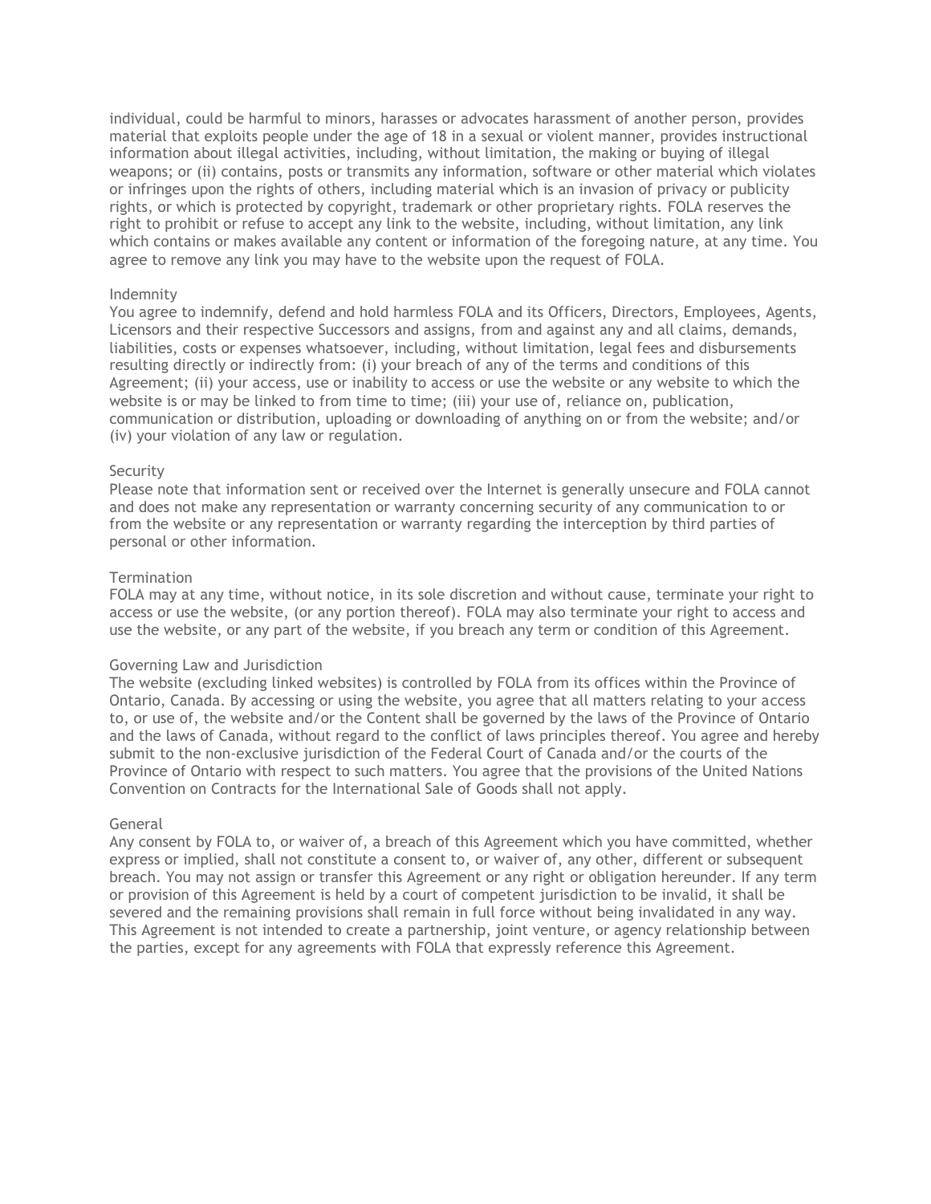individual, could be harmful to minors, harasses or advocates harassment of another person, provides material that exploits people under the age of 18 in a sexual or violent manner, provides instructional information about illegal activities, including, without limitation, the making or buying of illegal weapons; or (ii) contains, posts or transmits any information, software or other material which violates or infringes upon the rights of others, including material which is an invasion of privacy or publicity rights, or which is protected by copyright, trademark or other proprietary rights. FOLA reserves the right to prohibit or refuse to accept any link to the website, including, without limitation, any link which contains or makes available any content or information of the foregoing nature, at any time. You agree to remove any link you may have to the website upon the request of FOLA.

Indemnity

You agree to indemnify, defend and hold harmless FOLA and its Officers, Directors, Employees, Agents, Licensors and their respective Successors and assigns, from and against any and all claims, demands, liabilities, costs or expenses whatsoever, including, without limitation, legal fees and disbursements resulting directly or indirectly from: (i) your breach of any of the terms and conditions of this Agreement; (ii) your access, use or inability to access or use the website or any website to which the website is or may be linked to from time to time; (iii) your use of, reliance on, publication, communication or distribution, uploading or downloading of anything on or from the website; and/or (iv) your violation of any law or regulation.

Security

Please note that information sent or received over the Internet is generally unsecure and FOLA cannot and does not make any representation or warranty concerning security of any communication to or from the website or any representation or warranty regarding the interception by third parties of personal or other information.

Termination

FOLA may at any time, without notice, in its sole discretion and without cause, terminate your right to access or use the website, (or any portion thereof). FOLA may also terminate your right to access and use the website, or any part of the website, if you breach any term or condition of this Agreement.

Governing Law and Jurisdiction

The website (excluding linked websites) is controlled by FOLA from its offices within the Province of Ontario, Canada. By accessing or using the website, you agree that all matters relating to your access to, or use of, the website and/or the Content shall be governed by the laws of the Province of Ontario and the laws of Canada, without regard to the conflict of laws principles thereof. You agree and hereby submit to the non-exclusive jurisdiction of the Federal Court of Canada and/or the courts of the Province of Ontario with respect to such matters. You agree that the provisions of the United Nations Convention on Contracts for the International Sale of Goods shall not apply.

General

Any consent by FOLA to, or waiver of, a breach of this Agreement which you have committed, whether express or implied, shall not constitute a consent to, or waiver of, any other, different or subsequent breach. You may not assign or transfer this Agreement or any right or obligation hereunder. If any term or provision of this Agreement is held by a court of competent jurisdiction to be invalid, it shall be severed and the remaining provisions shall remain in full force without being invalidated in any way. This Agreement is not intended to create a partnership, joint venture, or agency relationship between the parties, except for any agreements with FOLA that expressly reference this Agreement.